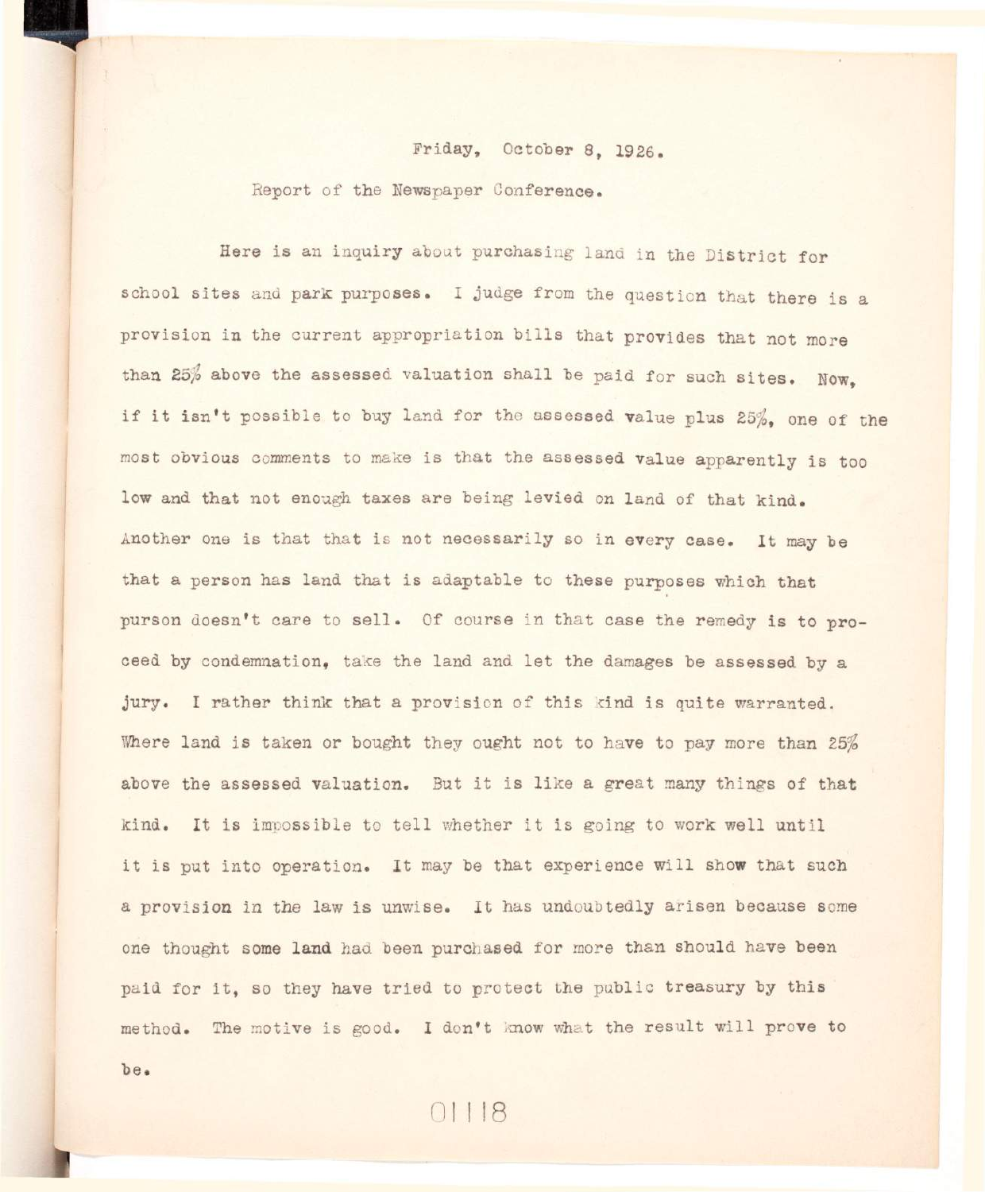Friday, October 8, 1926.

Report of the Newspaper Conference.

Here is an inquiry about purchasing land in the District for school sites and park purposes. I judge from the question that there is a provision in the current appropriation bills that provides that not more than 25% above the assessed valuation shall be paid for such sites. Now, if it isn't possible to buy land for the assessed value plus 25%, one of the most obvious comments to make is that the assessed value apparently is too low and that not enough taxes are being levied on land of that kind. Another one is that that is not necessarily so in every case. It may be that a person has land that is adaptable to these purposes which that purson doesn't care to sell. Of course in that case the remedy is to proceed by condemnation, take the land and let the damages be assessed by a jury. I rather think that a provision of this kind is quite warranted. Where land is taken or bought they ought not to have to pay more than 25% above the assessed valuation. But it is like a great many things of that kind. It is impossible to tell whether it is going to work well until it is put into operation. It may be that experience will show that such a provision in the law is unwise. It has undoubtedly arisen because some one thought some land had been purchased for more than should have been paid for it, so they have tried to protect the public treasury by this method. The motive is good. I don't know what the result will prove to be.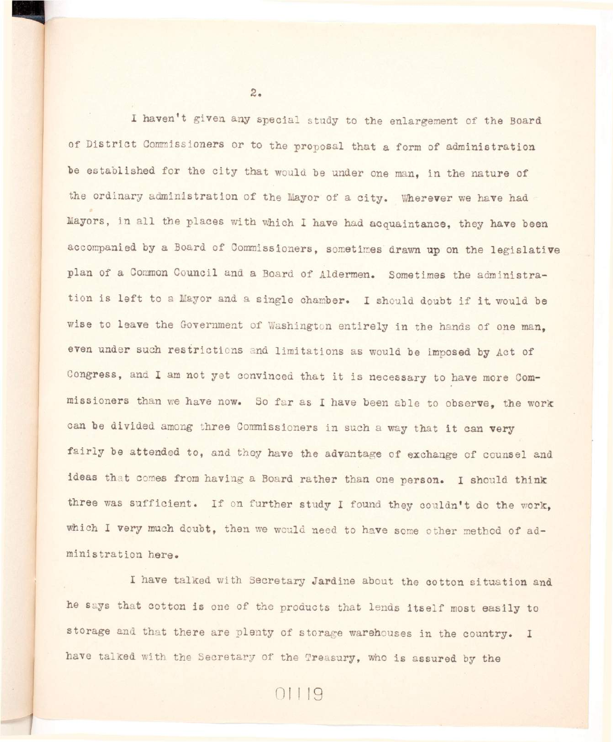I haven't given any special study to the enlargement of the Board of District Commissioners or to the proposal that a form of administration be established for the city that would be under one man, in the nature of the ordinary administration of the Mayor of a city. Wherever we have had Mayors, in all the places with which I have had acquaintance, they have been accompanied by a Board of Commissioners, sometimes drawn up on the legislative plan of a Common Council and a Board of Aldermen. Sometimes the administration is left to a Mayor and a single chamber. I should doubt if it would be wise to leave the Government of Washington entirely in the hands of one man, even under such restrictions and limitations as would be imposed by Act of Congress, and I am not yet convinced that it is necessary to have more Commissioners than we have now. So far as I have been able to observe, the work can be divided among three Commissioners in such a way that it can very fairly be attended to, and they have the advantage of exchange of counsel and ideas that comes from having a Board rather than one person. I should think three was sufficient. If on further study I found they couldn't do the work, which I very much doubt, then we would need to have some other method of administration here.

I have talked with Secretary Jardine about the cotton situation and he says that cotton is one of the products that lends itself most easily to storage and that there are plenty of storage warehouses in the country. I have talked with the Secretary of the Treasury, who is assured by the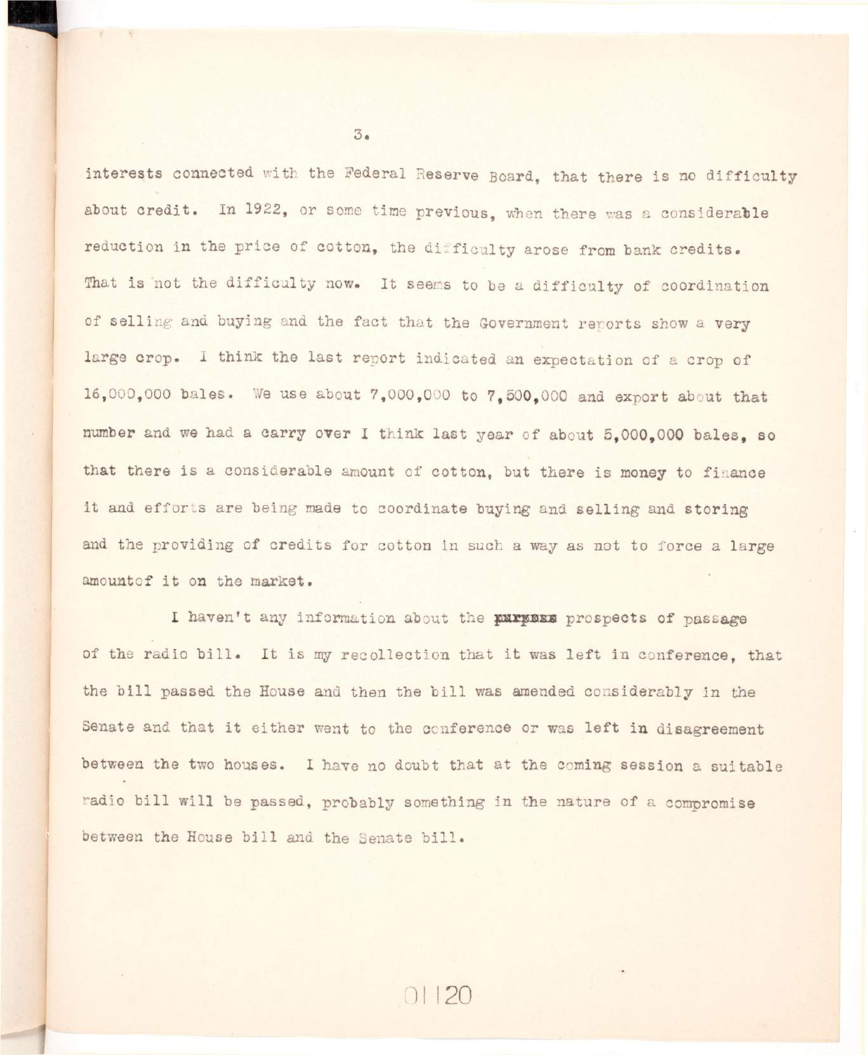interests connected with the Federal Reserve Board, that there is no difficulty about credit. In 1922, or some time previous, when there was a considerable reduction in the price of cotton, the difficulty arose from bank credits. That is not the difficulty now. It seems to be a difficulty of coordination of selling and buying and the fact that the Government reports show a very large crop. I think the last report indicated an expectation of a crop of 16,000,000 bales. We use about 7,000,000 to 7,500,000 and export about that number and we had a carry over I think last year of about 5,000,000 bales, so that there is a considerable amount of cotton, but there is money to finance it and efforts are being made to coordinate buying and selling and storing and the providing of credits for cotton in such a way as not to force a large amountof it on the market.

I haven't any information about the ~~purpose~~ prospects of passage of the radio bill. It is my recollection that it was left in conference, that the bill passed the House and then the bill was amended considerably in the Senate and that it either went to the conference or was left in disagreement between the two houses. I have no doubt that at the coming session a suitable radio bill will be passed, probably something in the nature of a compromise between the House bill and the Senate bill.